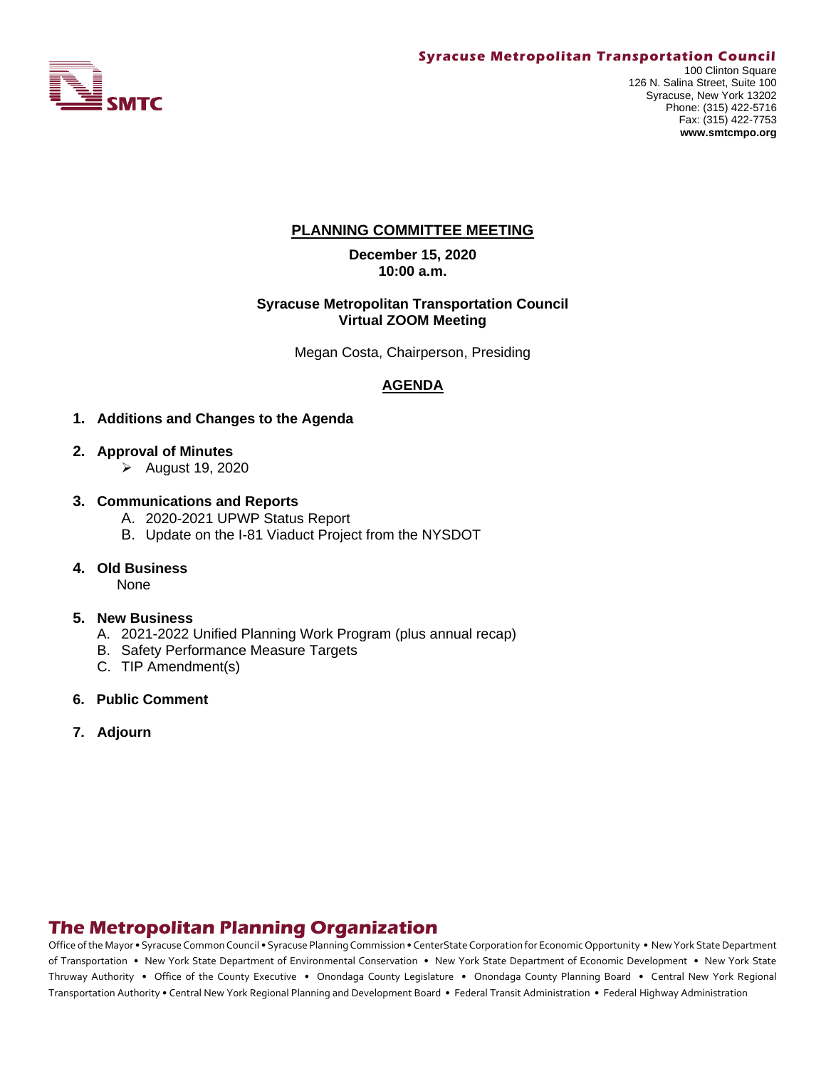**Syracuse Metropolitan Transportation Council**

SMTC

100 Clinton Square
126 N. Salina Street, Suite 100
Syracuse, New York 13202
Phone: (315) 422-5716
Fax: (315) 422-7753
**www.smtcmpo.org**

## PLANNING COMMITTEE MEETING

**December 15, 2020**
**10:00 a.m.**

**Syracuse Metropolitan Transportation Council**
**Virtual ZOOM Meeting**

Megan Costa, Chairperson, Presiding

## AGENDA

1. **Additions and Changes to the Agenda**

2. **Approval of Minutes**
   - August 19, 2020

3. **Communications and Reports**
   A. 2020-2021 UPWP Status Report
   B. Update on the I-81 Viaduct Project from the NYSDOT

4. **Old Business**
   None

5. **New Business**
   A. 2021-2022 Unified Planning Work Program (plus annual recap)
   B. Safety Performance Measure Targets
   C. TIP Amendment(s)

6. **Public Comment**

7. **Adjourn**

## The Metropolitan Planning Organization

Office of the Mayor • Syracuse Common Council • Syracuse Planning Commission • CenterState Corporation for Economic Opportunity • New York State Department of Transportation • New York State Department of Environmental Conservation • New York State Department of Economic Development • New York State Thruway Authority • Office of the County Executive • Onondaga County Legislature • Onondaga County Planning Board • Central New York Regional Transportation Authority • Central New York Regional Planning and Development Board • Federal Transit Administration • Federal Highway Administration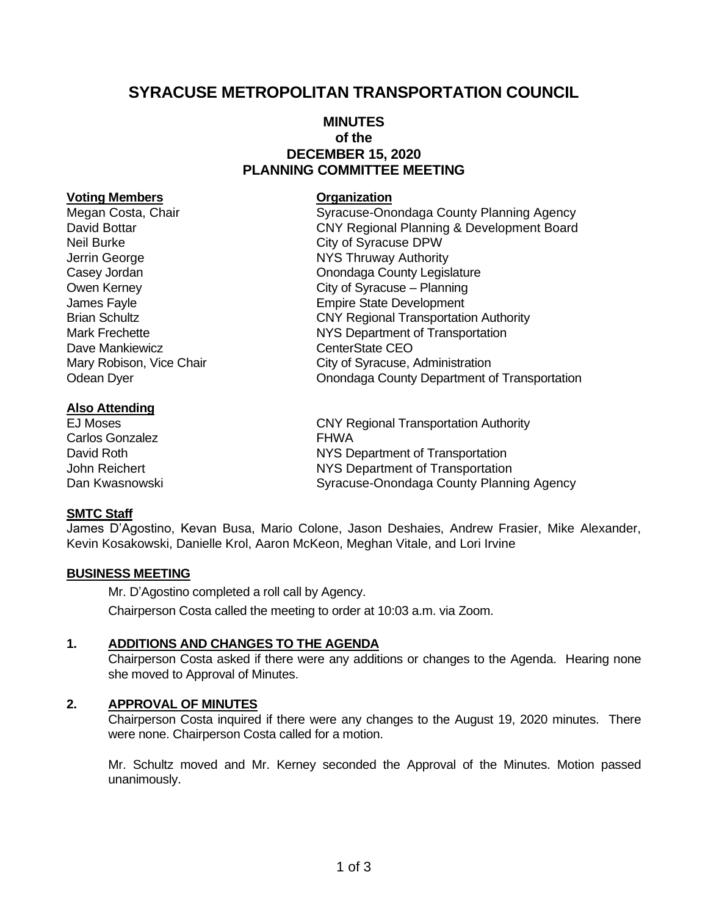# SYRACUSE METROPOLITAN TRANSPORTATION COUNCIL

## MINUTES
## of the
## DECEMBER 15, 2020
## PLANNING COMMITTEE MEETING

| **Voting Members** | **Organization** |
|---|---|
| Megan Costa, Chair | Syracuse-Onondaga County Planning Agency |
| David Bottar | CNY Regional Planning & Development Board |
| Neil Burke | City of Syracuse DPW |
| Jerrin George | NYS Thruway Authority |
| Casey Jordan | Onondaga County Legislature |
| Owen Kerney | City of Syracuse – Planning |
| James Fayle | Empire State Development |
| Brian Schultz | CNY Regional Transportation Authority |
| Mark Frechette | NYS Department of Transportation |
| Dave Mankiewicz | CenterState CEO |
| Mary Robison, Vice Chair | City of Syracuse, Administration |
| Odean Dyer | Onondaga County Department of Transportation |

| **Also Attending** | |
|---|---|
| EJ Moses | CNY Regional Transportation Authority |
| Carlos Gonzalez | FHWA |
| David Roth | NYS Department of Transportation |
| John Reichert | NYS Department of Transportation |
| Dan Kwasnowski | Syracuse-Onondaga County Planning Agency |

**SMTC Staff**

James D'Agostino, Kevan Busa, Mario Colone, Jason Deshaies, Andrew Frasier, Mike Alexander, Kevin Kosakowski, Danielle Krol, Aaron McKeon, Meghan Vitale, and Lori Irvine

**BUSINESS MEETING**

Mr. D'Agostino completed a roll call by Agency.

Chairperson Costa called the meeting to order at 10:03 a.m. via Zoom.

**1. ADDITIONS AND CHANGES TO THE AGENDA**

Chairperson Costa asked if there were any additions or changes to the Agenda. Hearing none she moved to Approval of Minutes.

**2. APPROVAL OF MINUTES**

Chairperson Costa inquired if there were any changes to the August 19, 2020 minutes. There were none. Chairperson Costa called for a motion.

Mr. Schultz moved and Mr. Kerney seconded the Approval of the Minutes. Motion passed unanimously.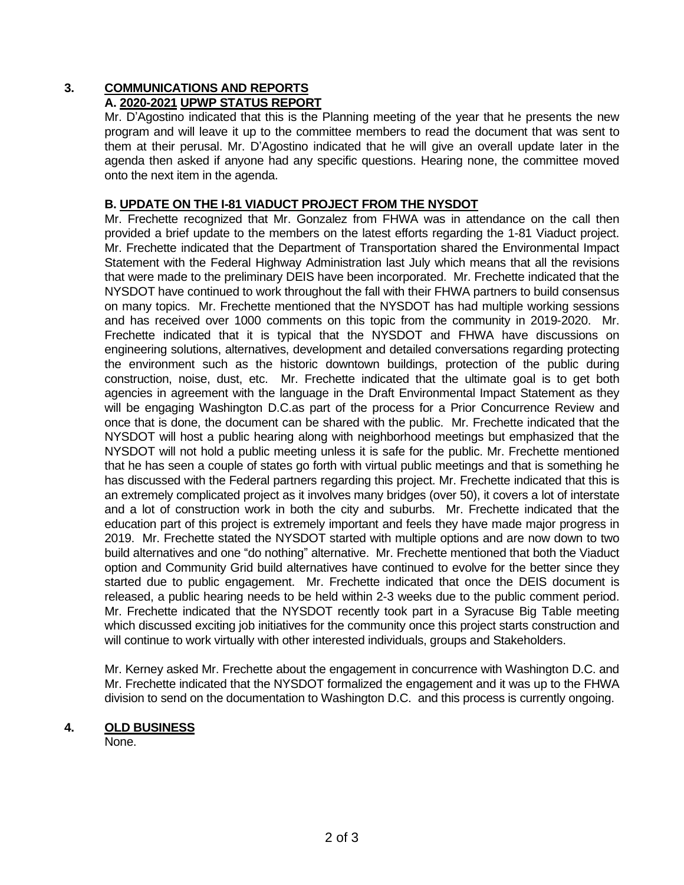## 3. COMMUNICATIONS AND REPORTS

### A. 2020-2021 UPWP STATUS REPORT

Mr. D'Agostino indicated that this is the Planning meeting of the year that he presents the new program and will leave it up to the committee members to read the document that was sent to them at their perusal. Mr. D'Agostino indicated that he will give an overall update later in the agenda then asked if anyone had any specific questions. Hearing none, the committee moved onto the next item in the agenda.

### B. UPDATE ON THE I-81 VIADUCT PROJECT FROM THE NYSDOT

Mr. Frechette recognized that Mr. Gonzalez from FHWA was in attendance on the call then provided a brief update to the members on the latest efforts regarding the 1-81 Viaduct project. Mr. Frechette indicated that the Department of Transportation shared the Environmental Impact Statement with the Federal Highway Administration last July which means that all the revisions that were made to the preliminary DEIS have been incorporated. Mr. Frechette indicated that the NYSDOT have continued to work throughout the fall with their FHWA partners to build consensus on many topics. Mr. Frechette mentioned that the NYSDOT has had multiple working sessions and has received over 1000 comments on this topic from the community in 2019-2020. Mr. Frechette indicated that it is typical that the NYSDOT and FHWA have discussions on engineering solutions, alternatives, development and detailed conversations regarding protecting the environment such as the historic downtown buildings, protection of the public during construction, noise, dust, etc. Mr. Frechette indicated that the ultimate goal is to get both agencies in agreement with the language in the Draft Environmental Impact Statement as they will be engaging Washington D.C.as part of the process for a Prior Concurrence Review and once that is done, the document can be shared with the public. Mr. Frechette indicated that the NYSDOT will host a public hearing along with neighborhood meetings but emphasized that the NYSDOT will not hold a public meeting unless it is safe for the public. Mr. Frechette mentioned that he has seen a couple of states go forth with virtual public meetings and that is something he has discussed with the Federal partners regarding this project. Mr. Frechette indicated that this is an extremely complicated project as it involves many bridges (over 50), it covers a lot of interstate and a lot of construction work in both the city and suburbs. Mr. Frechette indicated that the education part of this project is extremely important and feels they have made major progress in 2019. Mr. Frechette stated the NYSDOT started with multiple options and are now down to two build alternatives and one "do nothing" alternative. Mr. Frechette mentioned that both the Viaduct option and Community Grid build alternatives have continued to evolve for the better since they started due to public engagement. Mr. Frechette indicated that once the DEIS document is released, a public hearing needs to be held within 2-3 weeks due to the public comment period. Mr. Frechette indicated that the NYSDOT recently took part in a Syracuse Big Table meeting which discussed exciting job initiatives for the community once this project starts construction and will continue to work virtually with other interested individuals, groups and Stakeholders.

Mr. Kerney asked Mr. Frechette about the engagement in concurrence with Washington D.C. and Mr. Frechette indicated that the NYSDOT formalized the engagement and it was up to the FHWA division to send on the documentation to Washington D.C. and this process is currently ongoing.

## 4. OLD BUSINESS

None.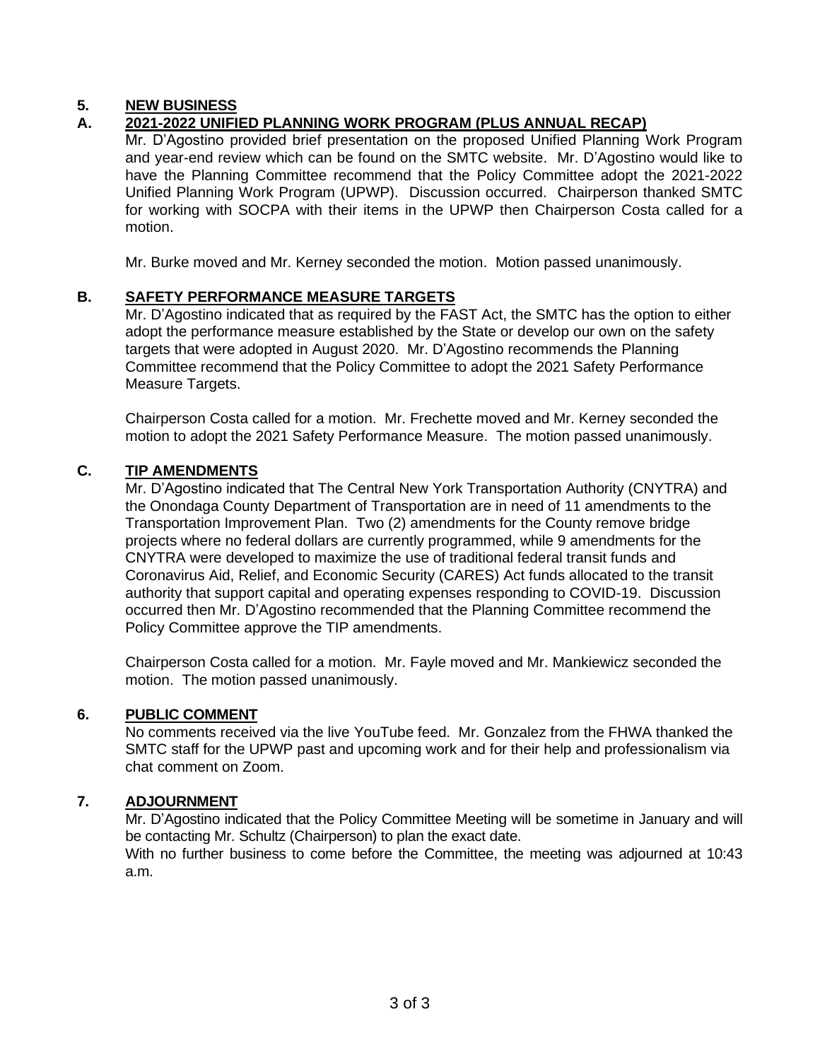## 5. NEW BUSINESS

### A. 2021-2022 UNIFIED PLANNING WORK PROGRAM (PLUS ANNUAL RECAP)

Mr. D'Agostino provided brief presentation on the proposed Unified Planning Work Program and year-end review which can be found on the SMTC website. Mr. D'Agostino would like to have the Planning Committee recommend that the Policy Committee adopt the 2021-2022 Unified Planning Work Program (UPWP). Discussion occurred. Chairperson thanked SMTC for working with SOCPA with their items in the UPWP then Chairperson Costa called for a motion.

Mr. Burke moved and Mr. Kerney seconded the motion. Motion passed unanimously.

### B. SAFETY PERFORMANCE MEASURE TARGETS

Mr. D'Agostino indicated that as required by the FAST Act, the SMTC has the option to either adopt the performance measure established by the State or develop our own on the safety targets that were adopted in August 2020. Mr. D'Agostino recommends the Planning Committee recommend that the Policy Committee to adopt the 2021 Safety Performance Measure Targets.

Chairperson Costa called for a motion. Mr. Frechette moved and Mr. Kerney seconded the motion to adopt the 2021 Safety Performance Measure. The motion passed unanimously.

### C. TIP AMENDMENTS

Mr. D'Agostino indicated that The Central New York Transportation Authority (CNYTRA) and the Onondaga County Department of Transportation are in need of 11 amendments to the Transportation Improvement Plan. Two (2) amendments for the County remove bridge projects where no federal dollars are currently programmed, while 9 amendments for the CNYTRA were developed to maximize the use of traditional federal transit funds and Coronavirus Aid, Relief, and Economic Security (CARES) Act funds allocated to the transit authority that support capital and operating expenses responding to COVID-19. Discussion occurred then Mr. D'Agostino recommended that the Planning Committee recommend the Policy Committee approve the TIP amendments.

Chairperson Costa called for a motion. Mr. Fayle moved and Mr. Mankiewicz seconded the motion. The motion passed unanimously.

## 6. PUBLIC COMMENT

No comments received via the live YouTube feed. Mr. Gonzalez from the FHWA thanked the SMTC staff for the UPWP past and upcoming work and for their help and professionalism via chat comment on Zoom.

## 7. ADJOURNMENT

Mr. D'Agostino indicated that the Policy Committee Meeting will be sometime in January and will be contacting Mr. Schultz (Chairperson) to plan the exact date.

With no further business to come before the Committee, the meeting was adjourned at 10:43 a.m.